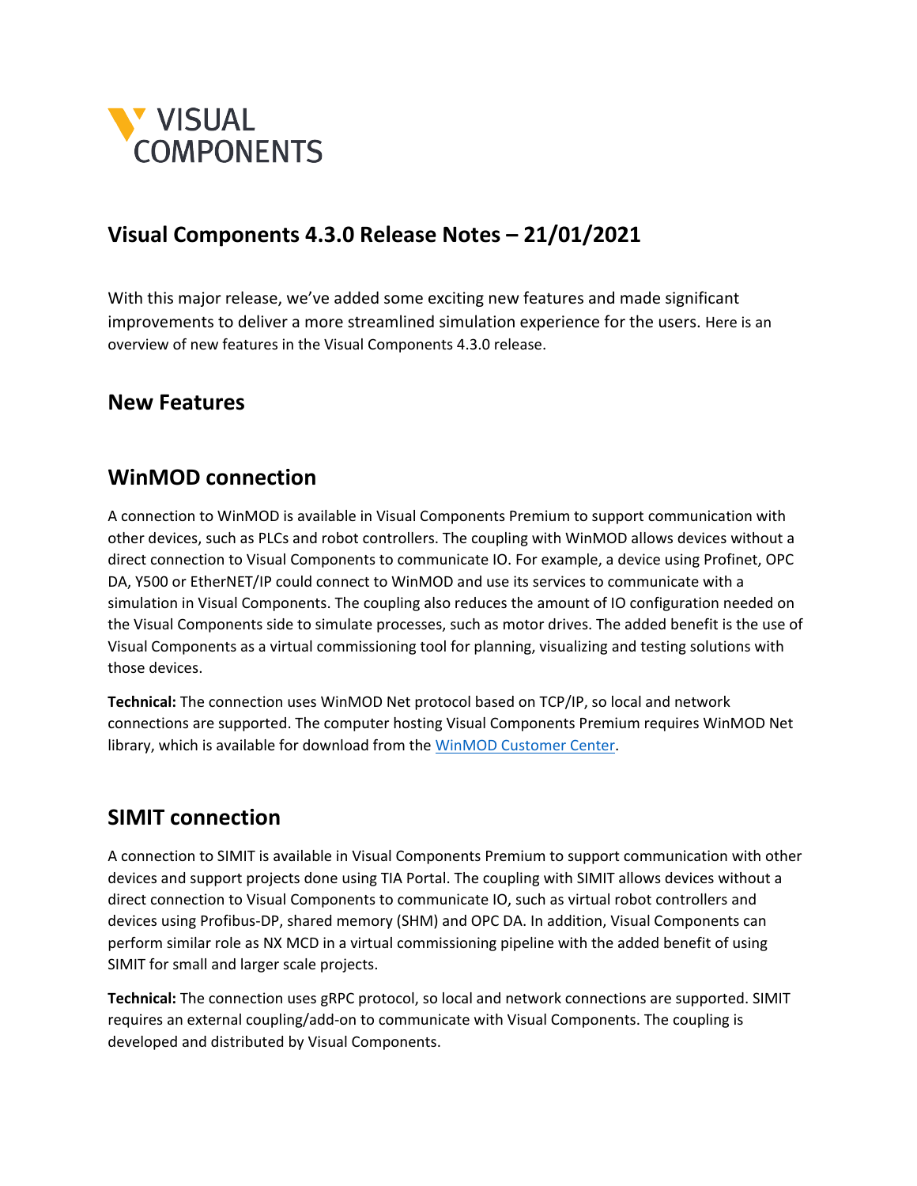# Visual Components 4.3.0 Release Notes – 21/01/2021

With this major release, we've added some exciting new features and made significant improvements to deliver a more streamlined simulation experience for the users. Here is an overview of new features in the Visual Components 4.3.0 release.

## New Features

## WinMOD connection

A connection to WinMOD is available in Visual Components Premium to support communication with other devices, such as PLCs and robot controllers. The coupling with WinMOD allows devices without a direct connection to Visual Components to communicate IO. For example, a device using Profinet, OPC DA, Y500 or EtherNET/IP could connect to WinMOD and use its services to communicate with a simulation in Visual Components. The coupling also reduces the amount of IO configuration needed on the Visual Components side to simulate processes, such as motor drives. The added benefit is the use of Visual Components as a virtual commissioning tool for planning, visualizing and testing solutions with those devices.

**Technical:** The connection uses WinMOD Net protocol based on TCP/IP, so local and network connections are supported. The computer hosting Visual Components Premium requires WinMOD Net library, which is available for download from the WinMOD Customer Center.

## SIMIT connection

A connection to SIMIT is available in Visual Components Premium to support communication with other devices and support projects done using TIA Portal. The coupling with SIMIT allows devices without a direct connection to Visual Components to communicate IO, such as virtual robot controllers and devices using Profibus-DP, shared memory (SHM) and OPC DA. In addition, Visual Components can perform similar role as NX MCD in a virtual commissioning pipeline with the added benefit of using SIMIT for small and larger scale projects.

**Technical:** The connection uses gRPC protocol, so local and network connections are supported. SIMIT requires an external coupling/add-on to communicate with Visual Components. The coupling is developed and distributed by Visual Components.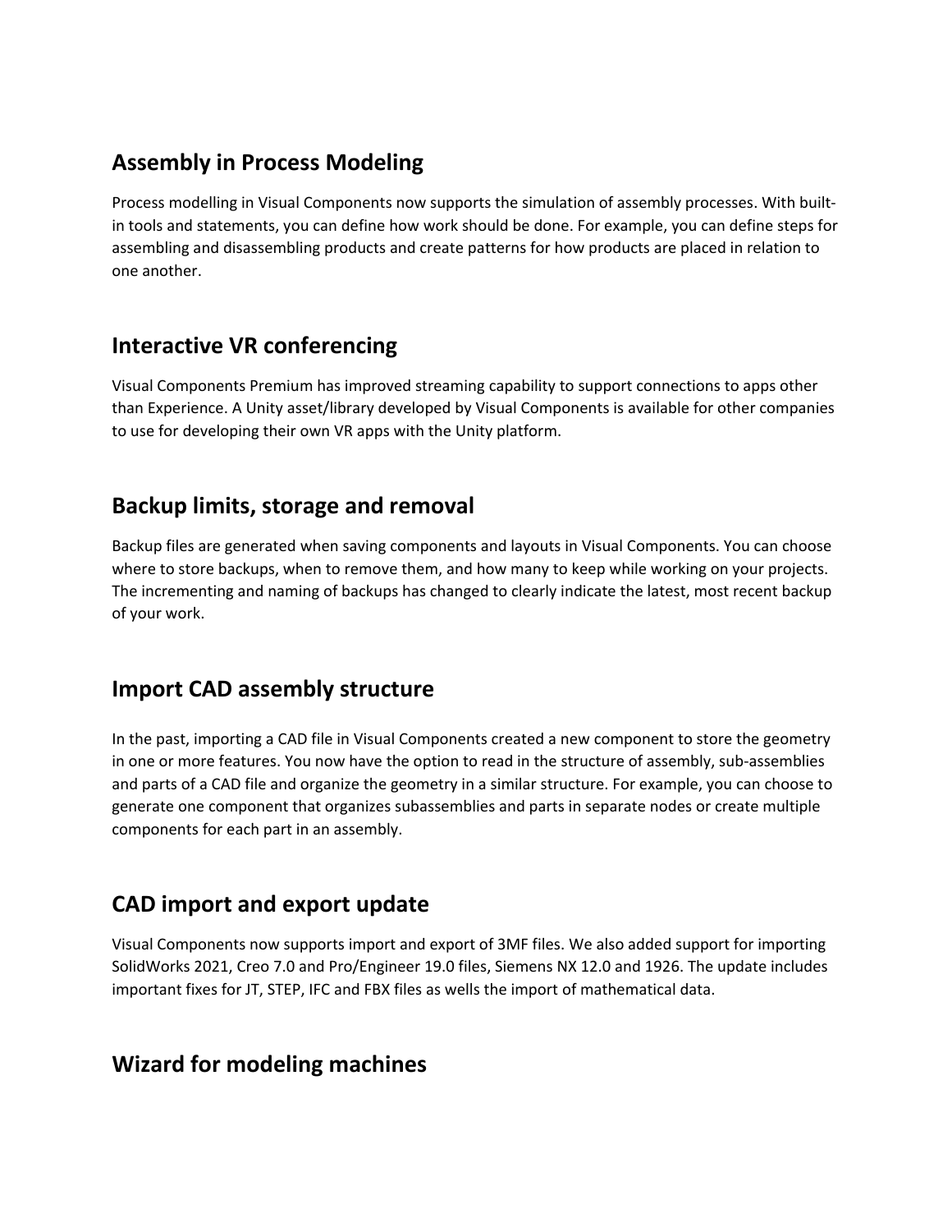## Assembly in Process Modeling

Process modelling in Visual Components now supports the simulation of assembly processes. With built-in tools and statements, you can define how work should be done. For example, you can define steps for assembling and disassembling products and create patterns for how products are placed in relation to one another.

## Interactive VR conferencing

Visual Components Premium has improved streaming capability to support connections to apps other than Experience. A Unity asset/library developed by Visual Components is available for other companies to use for developing their own VR apps with the Unity platform.

## Backup limits, storage and removal

Backup files are generated when saving components and layouts in Visual Components. You can choose where to store backups, when to remove them, and how many to keep while working on your projects. The incrementing and naming of backups has changed to clearly indicate the latest, most recent backup of your work.

## Import CAD assembly structure

In the past, importing a CAD file in Visual Components created a new component to store the geometry in one or more features. You now have the option to read in the structure of assembly, sub-assemblies and parts of a CAD file and organize the geometry in a similar structure. For example, you can choose to generate one component that organizes subassemblies and parts in separate nodes or create multiple components for each part in an assembly.

## CAD import and export update

Visual Components now supports import and export of 3MF files. We also added support for importing SolidWorks 2021, Creo 7.0 and Pro/Engineer 19.0 files, Siemens NX 12.0 and 1926. The update includes important fixes for JT, STEP, IFC and FBX files as wells the import of mathematical data.

## Wizard for modeling machines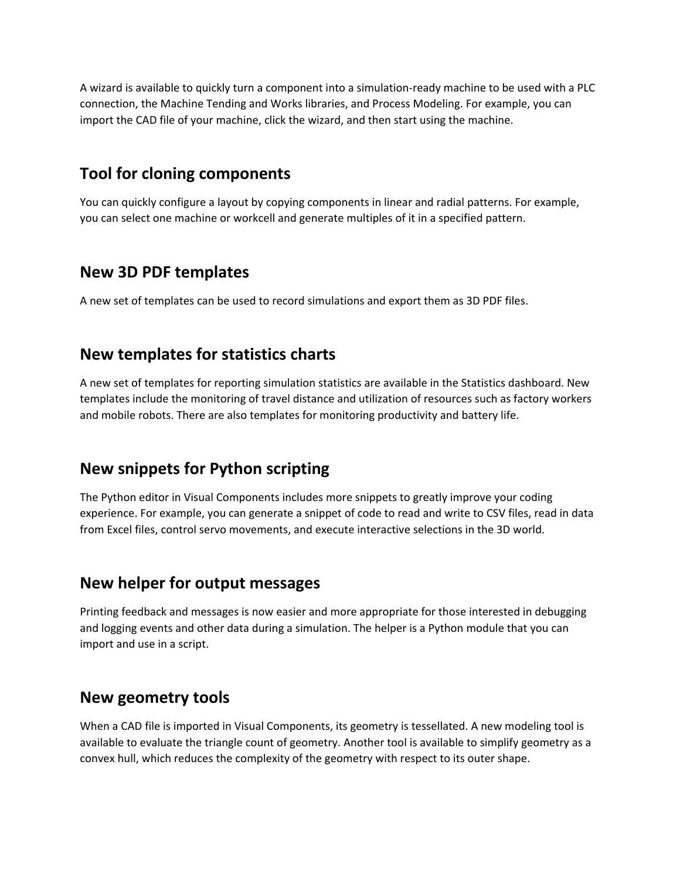A wizard is available to quickly turn a component into a simulation-ready machine to be used with a PLC connection, the Machine Tending and Works libraries, and Process Modeling. For example, you can import the CAD file of your machine, click the wizard, and then start using the machine.

## Tool for cloning components

You can quickly configure a layout by copying components in linear and radial patterns. For example, you can select one machine or workcell and generate multiples of it in a specified pattern.

## New 3D PDF templates

A new set of templates can be used to record simulations and export them as 3D PDF files.

## New templates for statistics charts

A new set of templates for reporting simulation statistics are available in the Statistics dashboard. New templates include the monitoring of travel distance and utilization of resources such as factory workers and mobile robots. There are also templates for monitoring productivity and battery life.

## New snippets for Python scripting

The Python editor in Visual Components includes more snippets to greatly improve your coding experience. For example, you can generate a snippet of code to read and write to CSV files, read in data from Excel files, control servo movements, and execute interactive selections in the 3D world.

## New helper for output messages

Printing feedback and messages is now easier and more appropriate for those interested in debugging and logging events and other data during a simulation. The helper is a Python module that you can import and use in a script.

## New geometry tools

When a CAD file is imported in Visual Components, its geometry is tessellated. A new modeling tool is available to evaluate the triangle count of geometry. Another tool is available to simplify geometry as a convex hull, which reduces the complexity of the geometry with respect to its outer shape.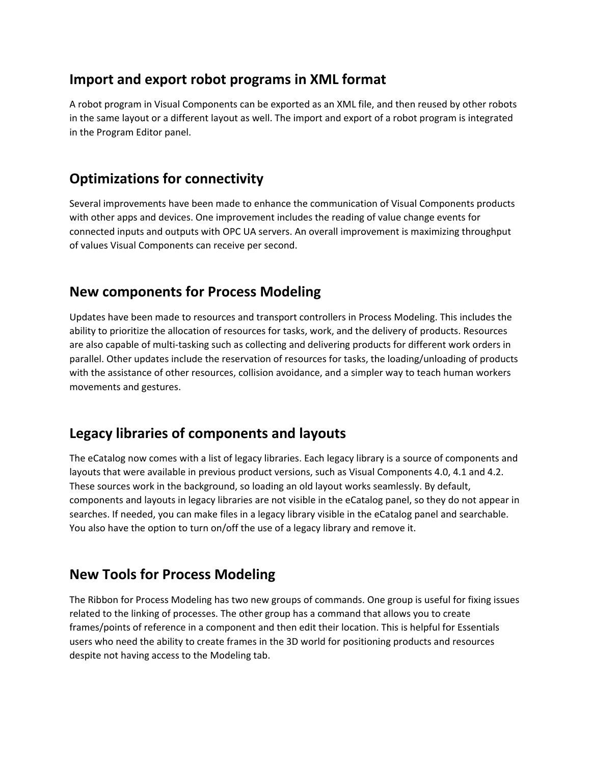## Import and export robot programs in XML format

A robot program in Visual Components can be exported as an XML file, and then reused by other robots in the same layout or a different layout as well. The import and export of a robot program is integrated in the Program Editor panel.

## Optimizations for connectivity

Several improvements have been made to enhance the communication of Visual Components products with other apps and devices. One improvement includes the reading of value change events for connected inputs and outputs with OPC UA servers. An overall improvement is maximizing throughput of values Visual Components can receive per second.

## New components for Process Modeling

Updates have been made to resources and transport controllers in Process Modeling. This includes the ability to prioritize the allocation of resources for tasks, work, and the delivery of products. Resources are also capable of multi-tasking such as collecting and delivering products for different work orders in parallel. Other updates include the reservation of resources for tasks, the loading/unloading of products with the assistance of other resources, collision avoidance, and a simpler way to teach human workers movements and gestures.

## Legacy libraries of components and layouts

The eCatalog now comes with a list of legacy libraries. Each legacy library is a source of components and layouts that were available in previous product versions, such as Visual Components 4.0, 4.1 and 4.2. These sources work in the background, so loading an old layout works seamlessly. By default, components and layouts in legacy libraries are not visible in the eCatalog panel, so they do not appear in searches. If needed, you can make files in a legacy library visible in the eCatalog panel and searchable. You also have the option to turn on/off the use of a legacy library and remove it.

## New Tools for Process Modeling

The Ribbon for Process Modeling has two new groups of commands. One group is useful for fixing issues related to the linking of processes. The other group has a command that allows you to create frames/points of reference in a component and then edit their location. This is helpful for Essentials users who need the ability to create frames in the 3D world for positioning products and resources despite not having access to the Modeling tab.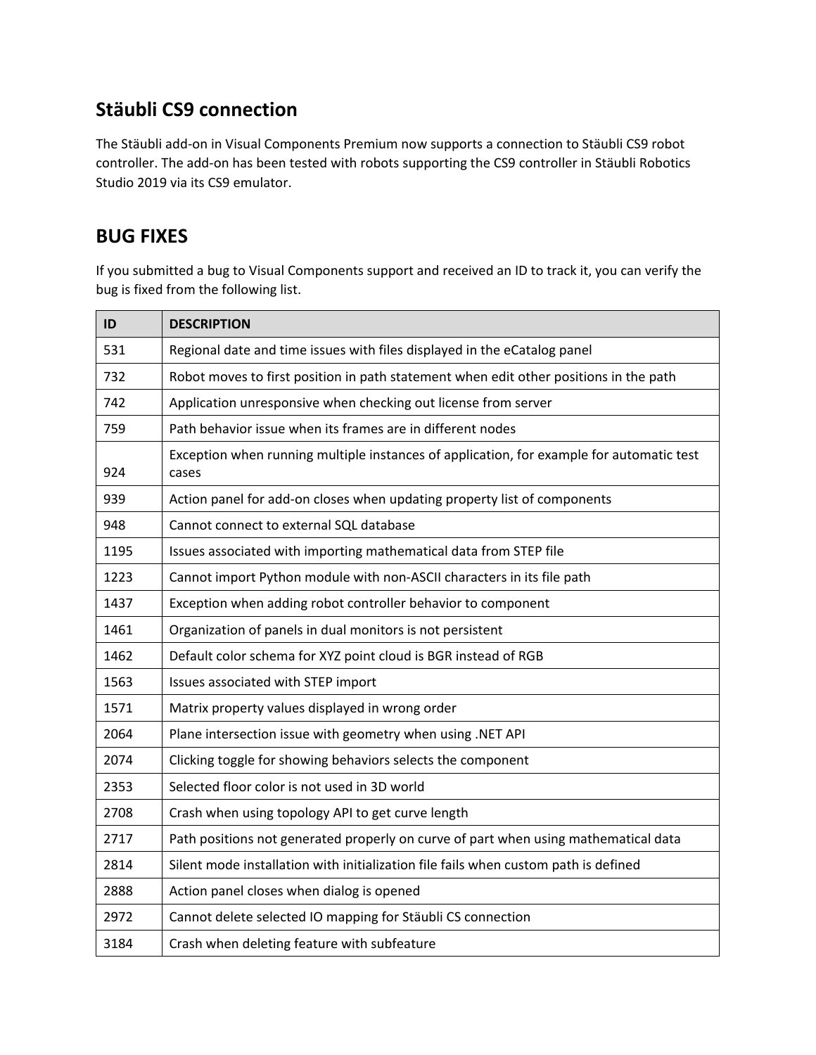## Stäubli CS9 connection

The Stäubli add-on in Visual Components Premium now supports a connection to Stäubli CS9 robot controller. The add-on has been tested with robots supporting the CS9 controller in Stäubli Robotics Studio 2019 via its CS9 emulator.

## BUG FIXES

If you submitted a bug to Visual Components support and received an ID to track it, you can verify the bug is fixed from the following list.

| ID | DESCRIPTION |
|---|---|
| 531 | Regional date and time issues with files displayed in the eCatalog panel |
| 732 | Robot moves to first position in path statement when edit other positions in the path |
| 742 | Application unresponsive when checking out license from server |
| 759 | Path behavior issue when its frames are in different nodes |
| 924 | Exception when running multiple instances of application, for example for automatic test cases |
| 939 | Action panel for add-on closes when updating property list of components |
| 948 | Cannot connect to external SQL database |
| 1195 | Issues associated with importing mathematical data from STEP file |
| 1223 | Cannot import Python module with non-ASCII characters in its file path |
| 1437 | Exception when adding robot controller behavior to component |
| 1461 | Organization of panels in dual monitors is not persistent |
| 1462 | Default color schema for XYZ point cloud is BGR instead of RGB |
| 1563 | Issues associated with STEP import |
| 1571 | Matrix property values displayed in wrong order |
| 2064 | Plane intersection issue with geometry when using .NET API |
| 2074 | Clicking toggle for showing behaviors selects the component |
| 2353 | Selected floor color is not used in 3D world |
| 2708 | Crash when using topology API to get curve length |
| 2717 | Path positions not generated properly on curve of part when using mathematical data |
| 2814 | Silent mode installation with initialization file fails when custom path is defined |
| 2888 | Action panel closes when dialog is opened |
| 2972 | Cannot delete selected IO mapping for Stäubli CS connection |
| 3184 | Crash when deleting feature with subfeature |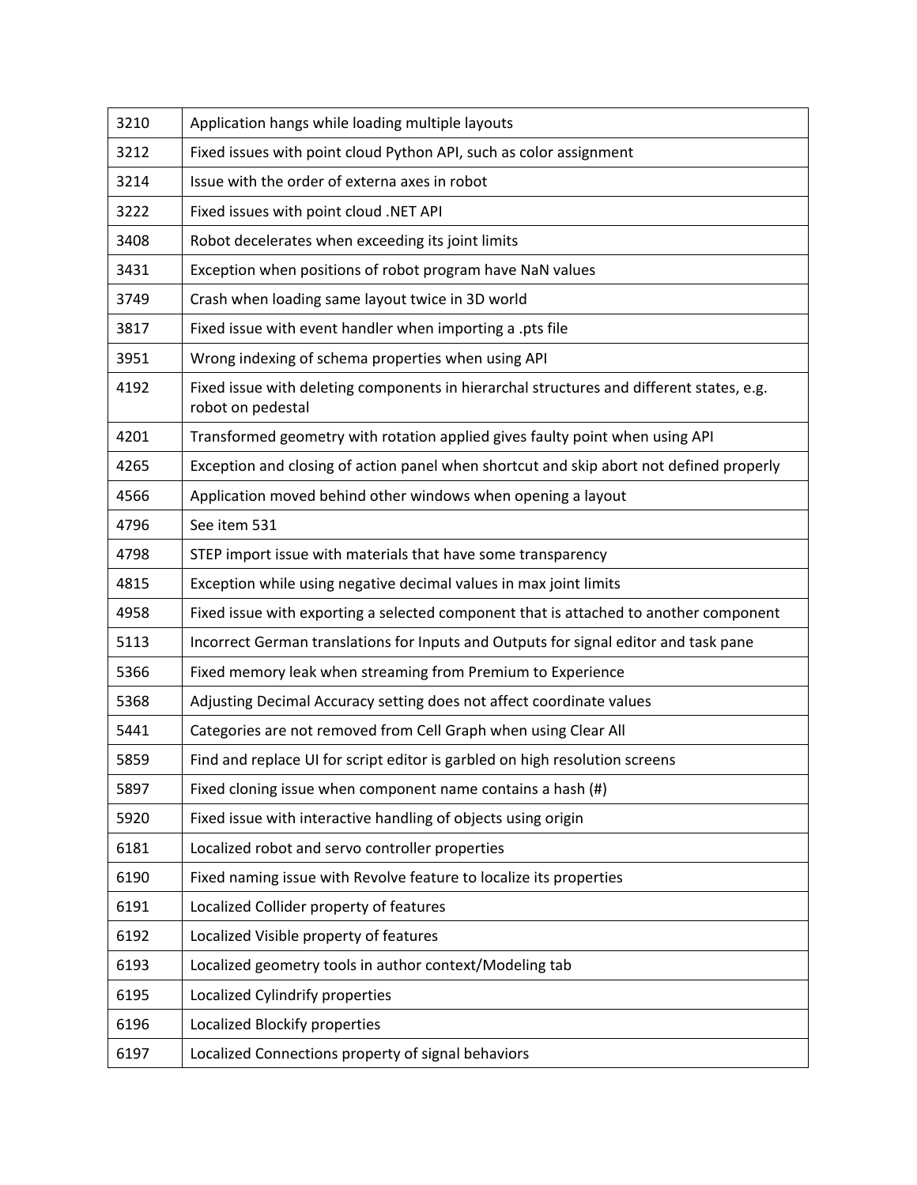| | |
|---|---|
| 3210 | Application hangs while loading multiple layouts |
| 3212 | Fixed issues with point cloud Python API, such as color assignment |
| 3214 | Issue with the order of externa axes in robot |
| 3222 | Fixed issues with point cloud .NET API |
| 3408 | Robot decelerates when exceeding its joint limits |
| 3431 | Exception when positions of robot program have NaN values |
| 3749 | Crash when loading same layout twice in 3D world |
| 3817 | Fixed issue with event handler when importing a .pts file |
| 3951 | Wrong indexing of schema properties when using API |
| 4192 | Fixed issue with deleting components in hierarchal structures and different states, e.g. robot on pedestal |
| 4201 | Transformed geometry with rotation applied gives faulty point when using API |
| 4265 | Exception and closing of action panel when shortcut and skip abort not defined properly |
| 4566 | Application moved behind other windows when opening a layout |
| 4796 | See item 531 |
| 4798 | STEP import issue with materials that have some transparency |
| 4815 | Exception while using negative decimal values in max joint limits |
| 4958 | Fixed issue with exporting a selected component that is attached to another component |
| 5113 | Incorrect German translations for Inputs and Outputs for signal editor and task pane |
| 5366 | Fixed memory leak when streaming from Premium to Experience |
| 5368 | Adjusting Decimal Accuracy setting does not affect coordinate values |
| 5441 | Categories are not removed from Cell Graph when using Clear All |
| 5859 | Find and replace UI for script editor is garbled on high resolution screens |
| 5897 | Fixed cloning issue when component name contains a hash (#) |
| 5920 | Fixed issue with interactive handling of objects using origin |
| 6181 | Localized robot and servo controller properties |
| 6190 | Fixed naming issue with Revolve feature to localize its properties |
| 6191 | Localized Collider property of features |
| 6192 | Localized Visible property of features |
| 6193 | Localized geometry tools in author context/Modeling tab |
| 6195 | Localized Cylindrify properties |
| 6196 | Localized Blockify properties |
| 6197 | Localized Connections property of signal behaviors |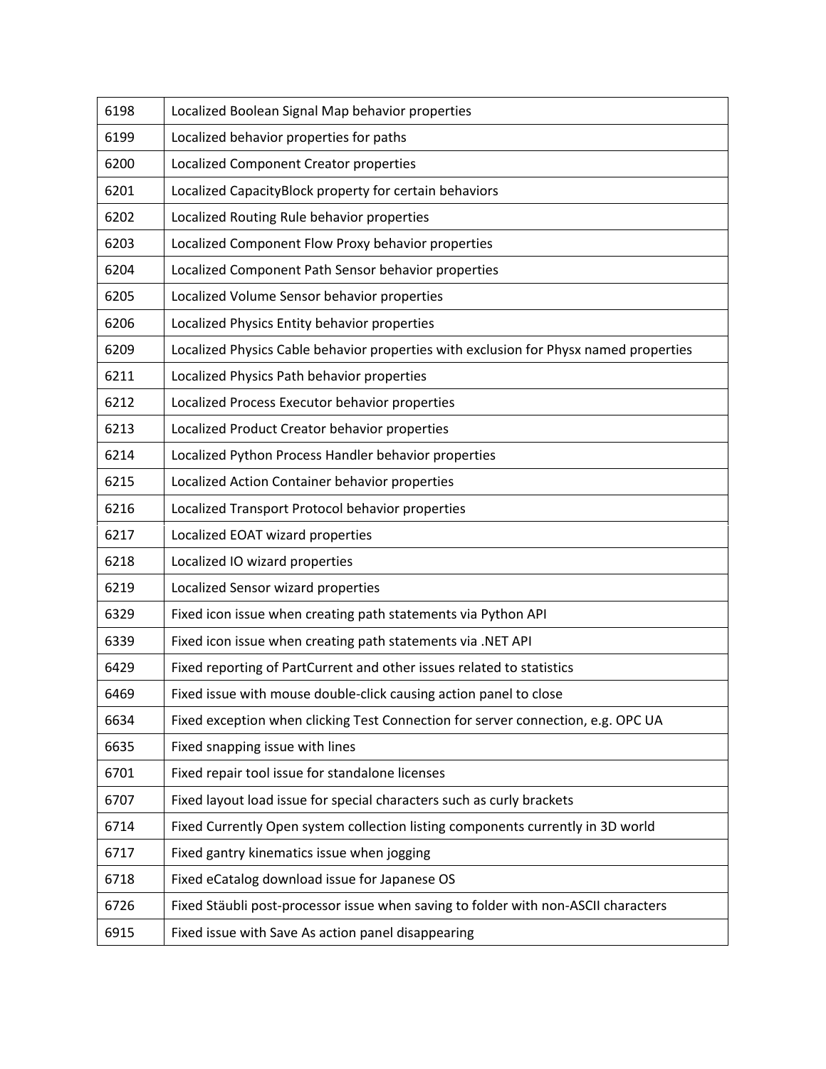| 6198 | Localized Boolean Signal Map behavior properties |
|---|---|
| 6199 | Localized behavior properties for paths |
| 6200 | Localized Component Creator properties |
| 6201 | Localized CapacityBlock property for certain behaviors |
| 6202 | Localized Routing Rule behavior properties |
| 6203 | Localized Component Flow Proxy behavior properties |
| 6204 | Localized Component Path Sensor behavior properties |
| 6205 | Localized Volume Sensor behavior properties |
| 6206 | Localized Physics Entity behavior properties |
| 6209 | Localized Physics Cable behavior properties with exclusion for Physx named properties |
| 6211 | Localized Physics Path behavior properties |
| 6212 | Localized Process Executor behavior properties |
| 6213 | Localized Product Creator behavior properties |
| 6214 | Localized Python Process Handler behavior properties |
| 6215 | Localized Action Container behavior properties |
| 6216 | Localized Transport Protocol behavior properties |
| 6217 | Localized EOAT wizard properties |
| 6218 | Localized IO wizard properties |
| 6219 | Localized Sensor wizard properties |
| 6329 | Fixed icon issue when creating path statements via Python API |
| 6339 | Fixed icon issue when creating path statements via .NET API |
| 6429 | Fixed reporting of PartCurrent and other issues related to statistics |
| 6469 | Fixed issue with mouse double-click causing action panel to close |
| 6634 | Fixed exception when clicking Test Connection for server connection, e.g. OPC UA |
| 6635 | Fixed snapping issue with lines |
| 6701 | Fixed repair tool issue for standalone licenses |
| 6707 | Fixed layout load issue for special characters such as curly brackets |
| 6714 | Fixed Currently Open system collection listing components currently in 3D world |
| 6717 | Fixed gantry kinematics issue when jogging |
| 6718 | Fixed eCatalog download issue for Japanese OS |
| 6726 | Fixed Stäubli post-processor issue when saving to folder with non-ASCII characters |
| 6915 | Fixed issue with Save As action panel disappearing |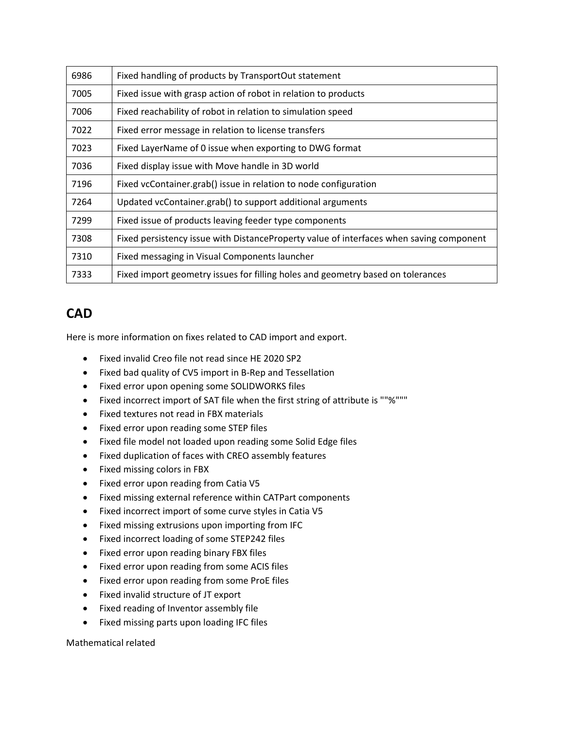| | |
|---|---|
| 6986 | Fixed handling of products by TransportOut statement |
| 7005 | Fixed issue with grasp action of robot in relation to products |
| 7006 | Fixed reachability of robot in relation to simulation speed |
| 7022 | Fixed error message in relation to license transfers |
| 7023 | Fixed LayerName of 0 issue when exporting to DWG format |
| 7036 | Fixed display issue with Move handle in 3D world |
| 7196 | Fixed vcContainer.grab() issue in relation to node configuration |
| 7264 | Updated vcContainer.grab() to support additional arguments |
| 7299 | Fixed issue of products leaving feeder type components |
| 7308 | Fixed persistency issue with DistanceProperty value of interfaces when saving component |
| 7310 | Fixed messaging in Visual Components launcher |
| 7333 | Fixed import geometry issues for filling holes and geometry based on tolerances |

## CAD

Here is more information on fixes related to CAD import and export.

- Fixed invalid Creo file not read since HE 2020 SP2
- Fixed bad quality of CV5 import in B-Rep and Tessellation
- Fixed error upon opening some SOLIDWORKS files
- Fixed incorrect import of SAT file when the first string of attribute is ""%"""
- Fixed textures not read in FBX materials
- Fixed error upon reading some STEP files
- Fixed file model not loaded upon reading some Solid Edge files
- Fixed duplication of faces with CREO assembly features
- Fixed missing colors in FBX
- Fixed error upon reading from Catia V5
- Fixed missing external reference within CATPart components
- Fixed incorrect import of some curve styles in Catia V5
- Fixed missing extrusions upon importing from IFC
- Fixed incorrect loading of some STEP242 files
- Fixed error upon reading binary FBX files
- Fixed error upon reading from some ACIS files
- Fixed error upon reading from some ProE files
- Fixed invalid structure of JT export
- Fixed reading of Inventor assembly file
- Fixed missing parts upon loading IFC files

Mathematical related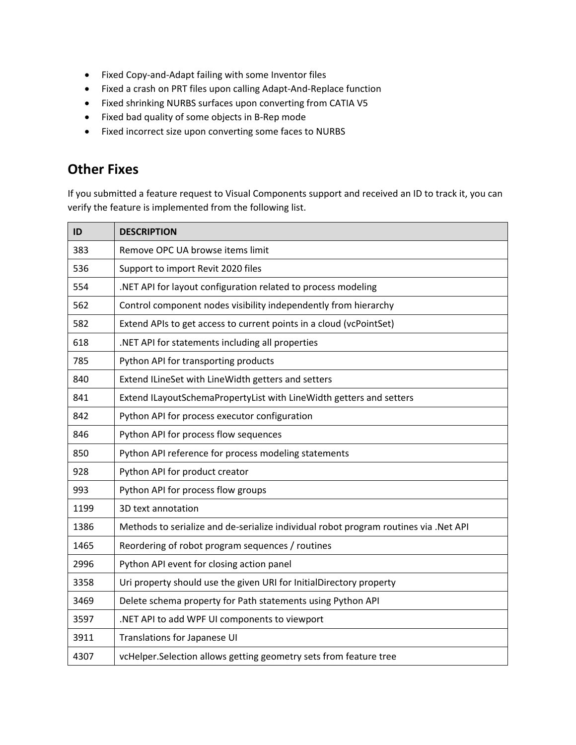- Fixed Copy-and-Adapt failing with some Inventor files
- Fixed a crash on PRT files upon calling Adapt-And-Replace function
- Fixed shrinking NURBS surfaces upon converting from CATIA V5
- Fixed bad quality of some objects in B-Rep mode
- Fixed incorrect size upon converting some faces to NURBS

## Other Fixes

If you submitted a feature request to Visual Components support and received an ID to track it, you can verify the feature is implemented from the following list.

| ID | DESCRIPTION |
|---|---|
| 383 | Remove OPC UA browse items limit |
| 536 | Support to import Revit 2020 files |
| 554 | .NET API for layout configuration related to process modeling |
| 562 | Control component nodes visibility independently from hierarchy |
| 582 | Extend APIs to get access to current points in a cloud (vcPointSet) |
| 618 | .NET API for statements including all properties |
| 785 | Python API for transporting products |
| 840 | Extend ILineSet with LineWidth getters and setters |
| 841 | Extend ILayoutSchemaPropertyList with LineWidth getters and setters |
| 842 | Python API for process executor configuration |
| 846 | Python API for process flow sequences |
| 850 | Python API reference for process modeling statements |
| 928 | Python API for product creator |
| 993 | Python API for process flow groups |
| 1199 | 3D text annotation |
| 1386 | Methods to serialize and de-serialize individual robot program routines via .Net API |
| 1465 | Reordering of robot program sequences / routines |
| 2996 | Python API event for closing action panel |
| 3358 | Uri property should use the given URI for InitialDirectory property |
| 3469 | Delete schema property for Path statements using Python API |
| 3597 | .NET API to add WPF UI components to viewport |
| 3911 | Translations for Japanese UI |
| 4307 | vcHelper.Selection allows getting geometry sets from feature tree |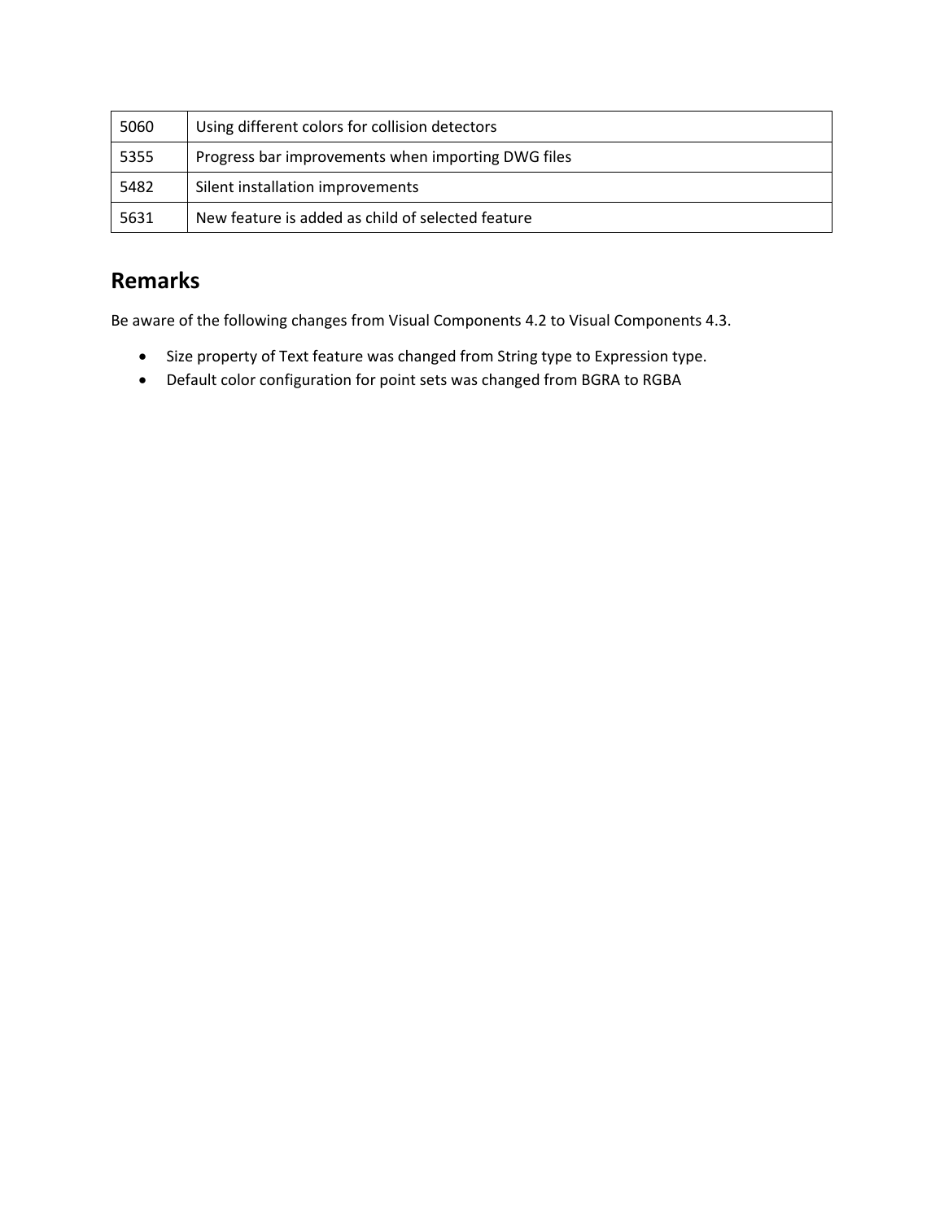| | |
|---|---|
| 5060 | Using different colors for collision detectors |
| 5355 | Progress bar improvements when importing DWG files |
| 5482 | Silent installation improvements |
| 5631 | New feature is added as child of selected feature |

## Remarks

Be aware of the following changes from Visual Components 4.2 to Visual Components 4.3.

- Size property of Text feature was changed from String type to Expression type.
- Default color configuration for point sets was changed from BGRA to RGBA